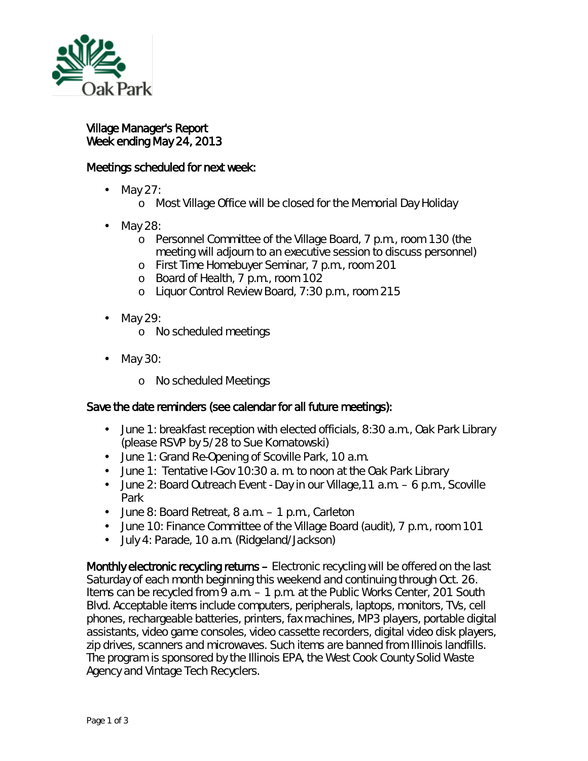Oak Park

# Village Manager's Report
Week ending May 24, 2013

## Meetings scheduled for next week:

- May 27:
  - Most Village Office will be closed for the Memorial Day Holiday
- May 28:
  - Personnel Committee of the Village Board, 7 p.m., room 130 (the meeting will adjourn to an executive session to discuss personnel)
  - First Time Homebuyer Seminar, 7 p.m., room 201
  - Board of Health, 7 p.m., room 102
  - Liquor Control Review Board, 7:30 p.m., room 215
- May 29:
  - No scheduled meetings
- May 30:
  - No scheduled Meetings

## Save the date reminders (see calendar for all future meetings):

- June 1: breakfast reception with elected officials, 8:30 a.m., Oak Park Library (please RSVP by 5/28 to Sue Kornatowski)
- June 1: Grand Re-Opening of Scoville Park, 10 a.m.
- June 1: Tentative I-Gov 10:30 a. m. to noon at the Oak Park Library
- June 2: Board Outreach Event - Day in our Village, 11 a.m. – 6 p.m., Scoville Park
- June 8: Board Retreat, 8 a.m. – 1 p.m., Carleton
- June 10: Finance Committee of the Village Board (audit), 7 p.m., room 101
- July 4: Parade, 10 a.m. (Ridgeland/Jackson)

**Monthly electronic recycling returns –** Electronic recycling will be offered on the last Saturday of each month beginning this weekend and continuing through Oct. 26. Items can be recycled from 9 a.m. – 1 p.m. at the Public Works Center, 201 South Blvd. Acceptable items include computers, peripherals, laptops, monitors, TVs, cell phones, rechargeable batteries, printers, fax machines, MP3 players, portable digital assistants, video game consoles, video cassette recorders, digital video disk players, zip drives, scanners and microwaves. Such items are banned from Illinois landfills. The program is sponsored by the Illinois EPA, the West Cook County Solid Waste Agency and Vintage Tech Recyclers.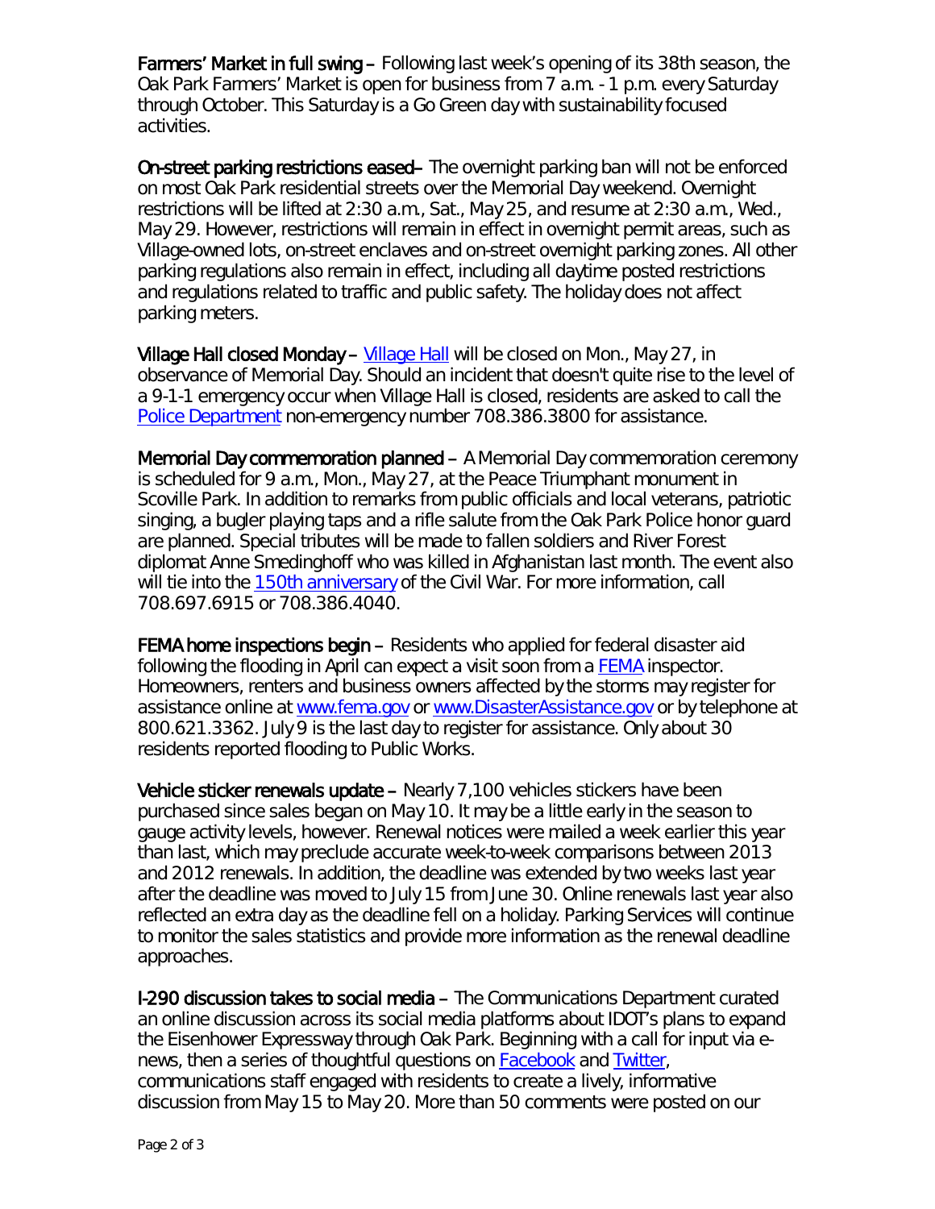**Farmers' Market in full swing –** Following last week's opening of its 38th season, the Oak Park Farmers' Market is open for business from 7 a.m. - 1 p.m. every Saturday through October. This Saturday is a Go Green day with sustainability focused activities.

**On-street parking restrictions eased–** The overnight parking ban will not be enforced on most Oak Park residential streets over the Memorial Day weekend. Overnight restrictions will be lifted at 2:30 a.m., Sat., May 25, and resume at 2:30 a.m., Wed., May 29. However, restrictions will remain in effect in overnight permit areas, such as Village-owned lots, on-street enclaves and on-street overnight parking zones. All other parking regulations also remain in effect, including all daytime posted restrictions and regulations related to traffic and public safety. The holiday does not affect parking meters.

**Village Hall closed Monday –** Village Hall will be closed on Mon., May 27, in observance of Memorial Day. Should an incident that doesn't quite rise to the level of a 9-1-1 emergency occur when Village Hall is closed, residents are asked to call the Police Department non-emergency number 708.386.3800 for assistance.

**Memorial Day commemoration planned –** A Memorial Day commemoration ceremony is scheduled for 9 a.m., Mon., May 27, at the Peace Triumphant monument in Scoville Park. In addition to remarks from public officials and local veterans, patriotic singing, a bugler playing taps and a rifle salute from the Oak Park Police honor guard are planned. Special tributes will be made to fallen soldiers and River Forest diplomat Anne Smedinghoff who was killed in Afghanistan last month. The event also will tie into the 150th anniversary of the Civil War. For more information, call 708.697.6915 or 708.386.4040.

**FEMA home inspections begin –** Residents who applied for federal disaster aid following the flooding in April can expect a visit soon from a FEMA inspector. Homeowners, renters and business owners affected by the storms may register for assistance online at www.fema.gov or www.DisasterAssistance.gov or by telephone at 800.621.3362. July 9 is the last day to register for assistance. Only about 30 residents reported flooding to Public Works.

**Vehicle sticker renewals update –** Nearly 7,100 vehicles stickers have been purchased since sales began on May 10. It may be a little early in the season to gauge activity levels, however. Renewal notices were mailed a week earlier this year than last, which may preclude accurate week-to-week comparisons between 2013 and 2012 renewals. In addition, the deadline was extended by two weeks last year after the deadline was moved to July 15 from June 30. Online renewals last year also reflected an extra day as the deadline fell on a holiday. Parking Services will continue to monitor the sales statistics and provide more information as the renewal deadline approaches.

**I-290 discussion takes to social media –** The Communications Department curated an online discussion across its social media platforms about IDOT's plans to expand the Eisenhower Expressway through Oak Park. Beginning with a call for input via e-news, then a series of thoughtful questions on Facebook and Twitter, communications staff engaged with residents to create a lively, informative discussion from May 15 to May 20. More than 50 comments were posted on our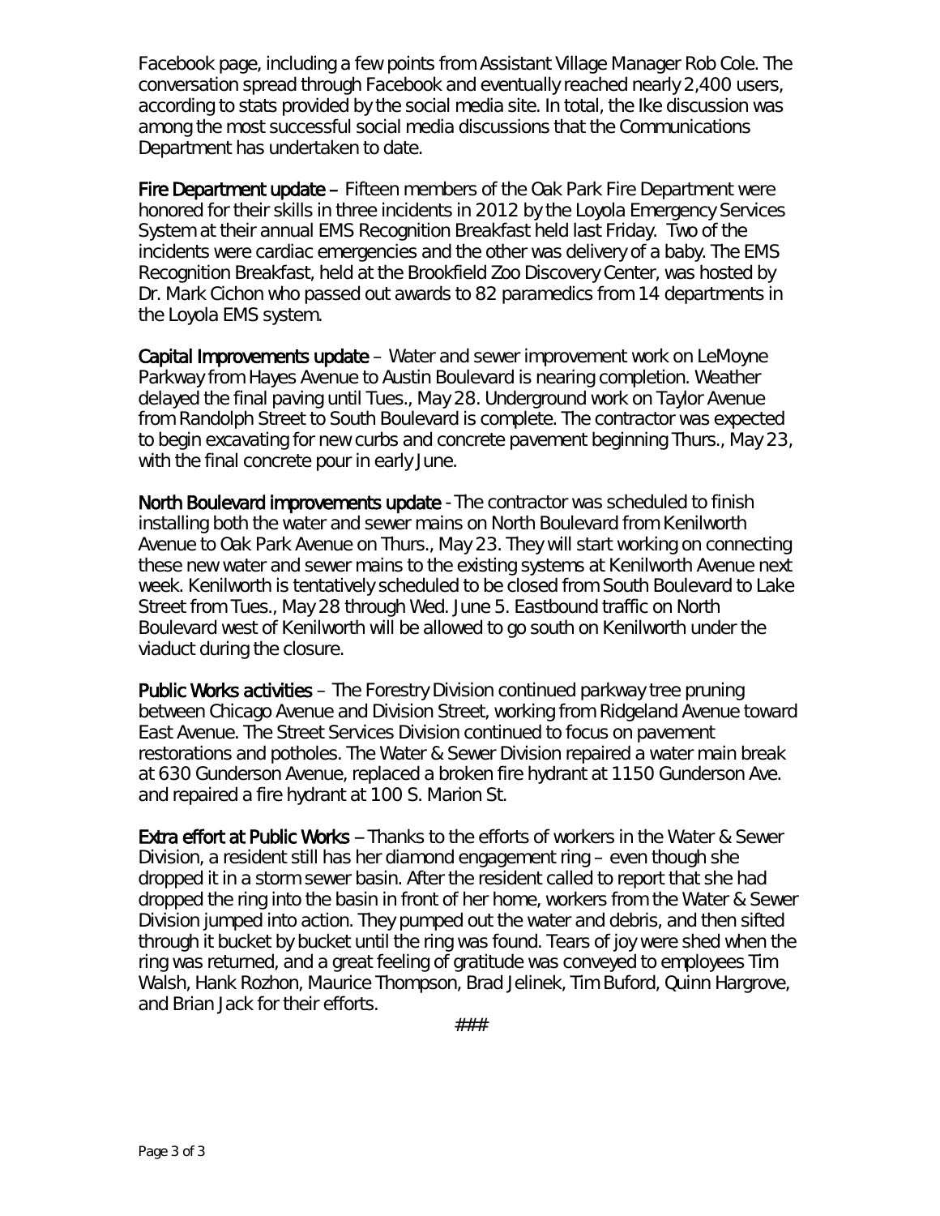Facebook page, including a few points from Assistant Village Manager Rob Cole. The conversation spread through Facebook and eventually reached nearly 2,400 users, according to stats provided by the social media site. In total, the Ike discussion was among the most successful social media discussions that the Communications Department has undertaken to date.

**Fire Department update** – Fifteen members of the Oak Park Fire Department were honored for their skills in three incidents in 2012 by the Loyola Emergency Services System at their annual EMS Recognition Breakfast held last Friday. Two of the incidents were cardiac emergencies and the other was delivery of a baby. The EMS Recognition Breakfast, held at the Brookfield Zoo Discovery Center, was hosted by Dr. Mark Cichon who passed out awards to 82 paramedics from 14 departments in the Loyola EMS system.

**Capital Improvements update** – Water and sewer improvement work on LeMoyne Parkway from Hayes Avenue to Austin Boulevard is nearing completion. Weather delayed the final paving until Tues., May 28. Underground work on Taylor Avenue from Randolph Street to South Boulevard is complete. The contractor was expected to begin excavating for new curbs and concrete pavement beginning Thurs., May 23, with the final concrete pour in early June.

**North Boulevard improvements update** - The contractor was scheduled to finish installing both the water and sewer mains on North Boulevard from Kenilworth Avenue to Oak Park Avenue on Thurs., May 23. They will start working on connecting these new water and sewer mains to the existing systems at Kenilworth Avenue next week. Kenilworth is tentatively scheduled to be closed from South Boulevard to Lake Street from Tues., May 28 through Wed. June 5. Eastbound traffic on North Boulevard west of Kenilworth will be allowed to go south on Kenilworth under the viaduct during the closure.

**Public Works activities** – The Forestry Division continued parkway tree pruning between Chicago Avenue and Division Street, working from Ridgeland Avenue toward East Avenue. The Street Services Division continued to focus on pavement restorations and potholes. The Water & Sewer Division repaired a water main break at 630 Gunderson Avenue, replaced a broken fire hydrant at 1150 Gunderson Ave. and repaired a fire hydrant at 100 S. Marion St.

**Extra effort at Public Works** – Thanks to the efforts of workers in the Water & Sewer Division, a resident still has her diamond engagement ring – even though she dropped it in a storm sewer basin. After the resident called to report that she had dropped the ring into the basin in front of her home, workers from the Water & Sewer Division jumped into action. They pumped out the water and debris, and then sifted through it bucket by bucket until the ring was found. Tears of joy were shed when the ring was returned, and a great feeling of gratitude was conveyed to employees Tim Walsh, Hank Rozhon, Maurice Thompson, Brad Jelinek, Tim Buford, Quinn Hargrove, and Brian Jack for their efforts.

###